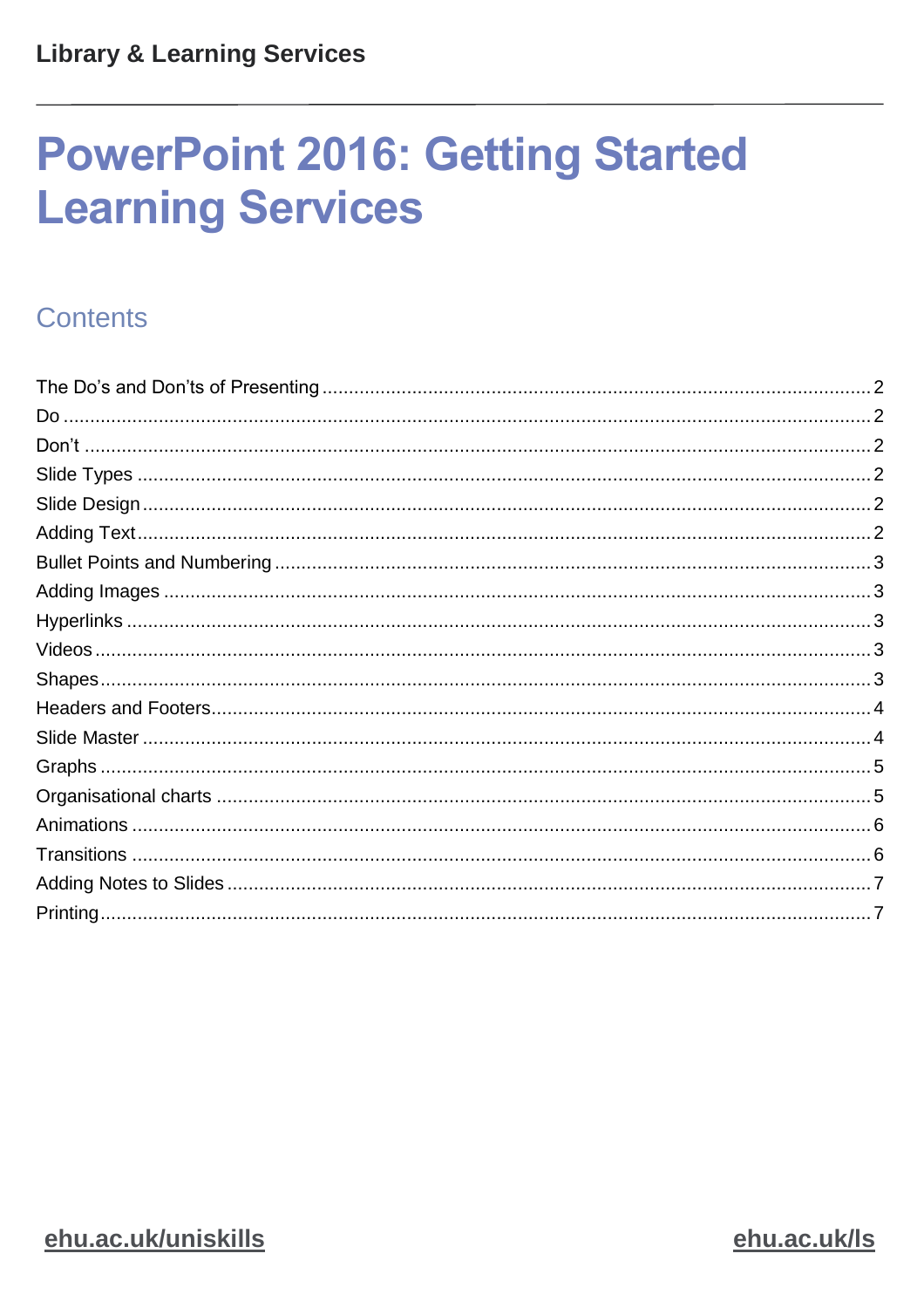**Library & Learning Services**

# PowerPoint 2016: Getting Started Learning Services

## Contents

The Do's and Don'ts of Presenting ..... 2
Do ..... 2
Don't ..... 2
Slide Types ..... 2
Slide Design ..... 2
Adding Text ..... 2
Bullet Points and Numbering ..... 3
Adding Images ..... 3
Hyperlinks ..... 3
Videos ..... 3
Shapes ..... 3
Headers and Footers ..... 4
Slide Master ..... 4
Graphs ..... 5
Organisational charts ..... 5
Animations ..... 6
Transitions ..... 6
Adding Notes to Slides ..... 7
Printing ..... 7

ehu.ac.uk/uniskills

ehu.ac.uk/ls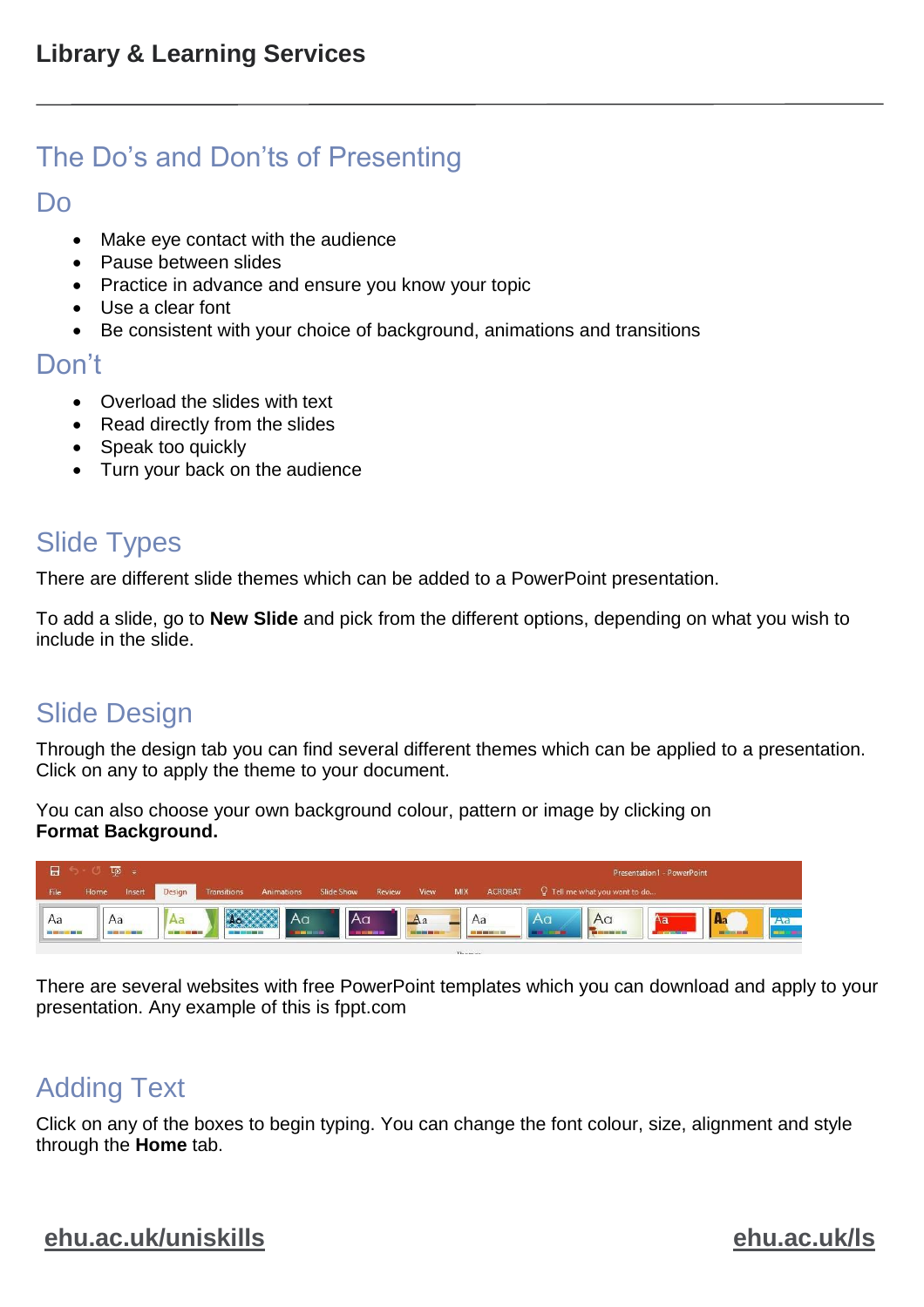# The Do's and Don'ts of Presenting

## Do

- Make eye contact with the audience
- Pause between slides
- Practice in advance and ensure you know your topic
- Use a clear font
- Be consistent with your choice of background, animations and transitions

## Don't

- Overload the slides with text
- Read directly from the slides
- Speak too quickly
- Turn your back on the audience

# Slide Types

There are different slide themes which can be added to a PowerPoint presentation.

To add a slide, go to **New Slide** and pick from the different options, depending on what you wish to include in the slide.

# Slide Design

Through the design tab you can find several different themes which can be applied to a presentation. Click on any to apply the theme to your document.

You can also choose your own background colour, pattern or image by clicking on **Format Background.**

There are several websites with free PowerPoint templates which you can download and apply to your presentation. Any example of this is fppt.com

# Adding Text

Click on any of the boxes to begin typing. You can change the font colour, size, alignment and style through the **Home** tab.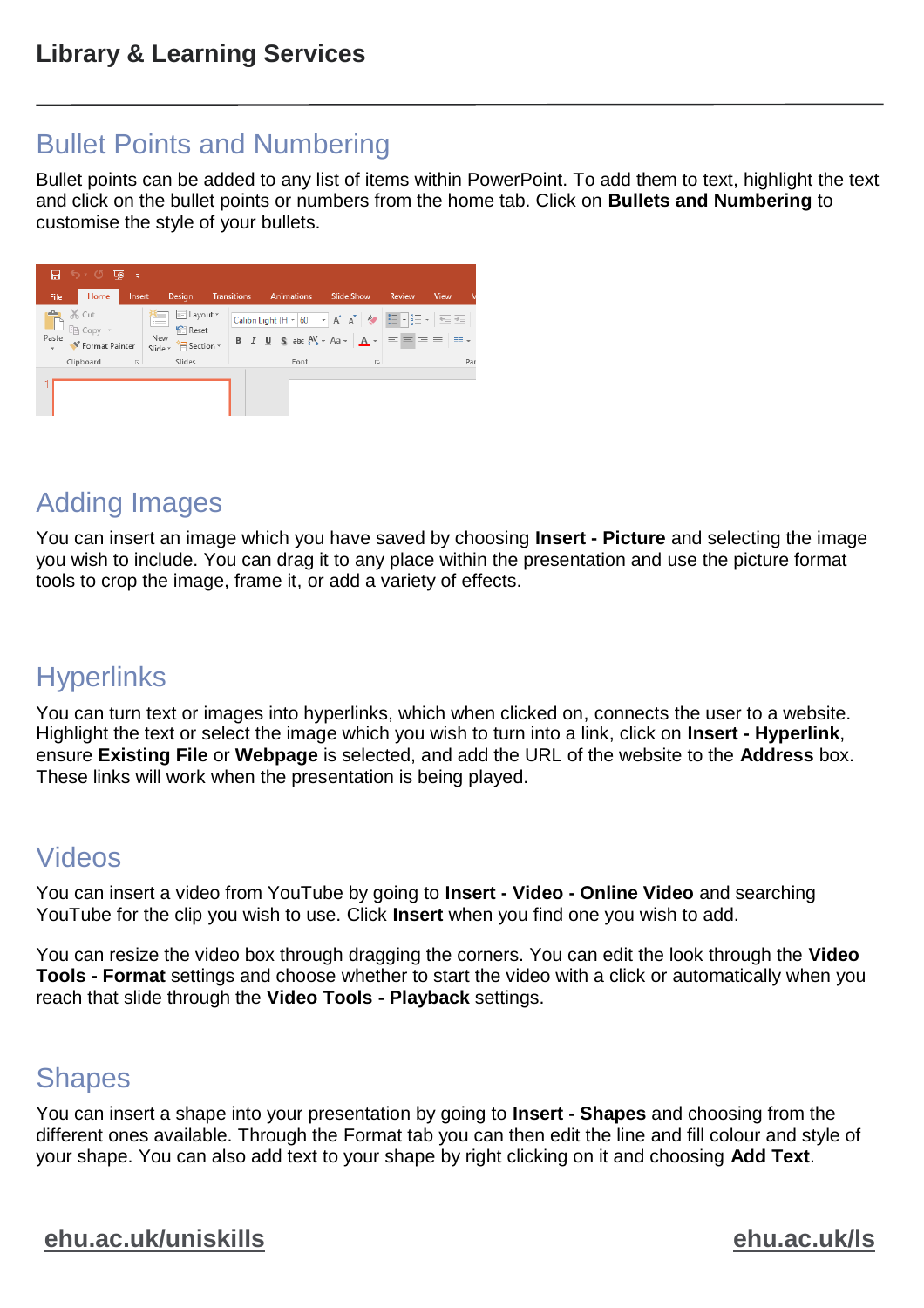## Bullet Points and Numbering

Bullet points can be added to any list of items within PowerPoint. To add them to text, highlight the text and click on the bullet points or numbers from the home tab. Click on **Bullets and Numbering** to customise the style of your bullets.

## Adding Images

You can insert an image which you have saved by choosing **Insert - Picture** and selecting the image you wish to include. You can drag it to any place within the presentation and use the picture format tools to crop the image, frame it, or add a variety of effects.

## Hyperlinks

You can turn text or images into hyperlinks, which when clicked on, connects the user to a website. Highlight the text or select the image which you wish to turn into a link, click on **Insert - Hyperlink**, ensure **Existing File** or **Webpage** is selected, and add the URL of the website to the **Address** box. These links will work when the presentation is being played.

## Videos

You can insert a video from YouTube by going to **Insert - Video - Online Video** and searching YouTube for the clip you wish to use. Click **Insert** when you find one you wish to add.

You can resize the video box through dragging the corners. You can edit the look through the **Video Tools - Format** settings and choose whether to start the video with a click or automatically when you reach that slide through the **Video Tools - Playback** settings.

## Shapes

You can insert a shape into your presentation by going to **Insert - Shapes** and choosing from the different ones available. Through the Format tab you can then edit the line and fill colour and style of your shape. You can also add text to your shape by right clicking on it and choosing **Add Text**.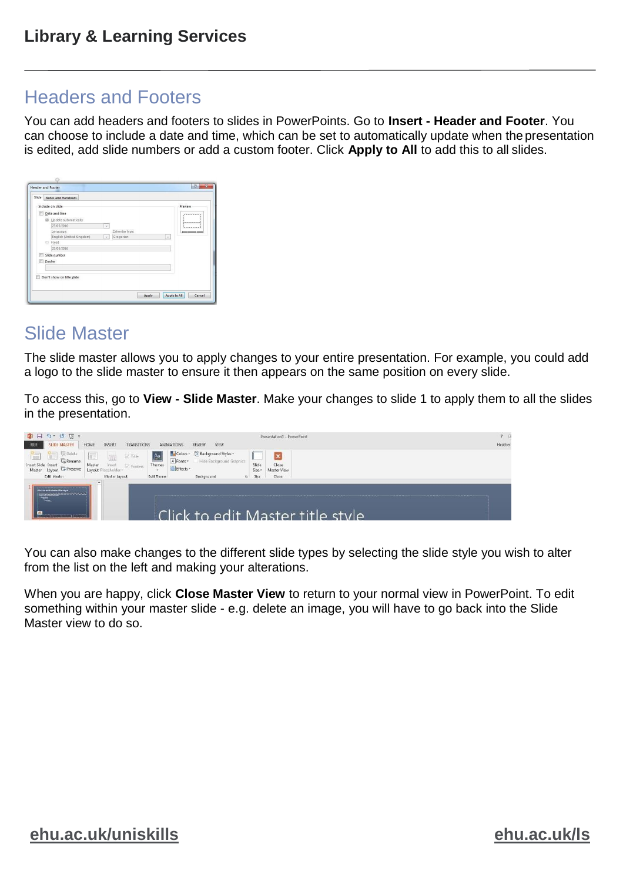## Headers and Footers

You can add headers and footers to slides in PowerPoints. Go to **Insert - Header and Footer**. You can choose to include a date and time, which can be set to automatically update when the presentation is edited, add slide numbers or add a custom footer. Click **Apply to All** to add this to all slides.

## Slide Master

The slide master allows you to apply changes to your entire presentation. For example, you could add a logo to the slide master to ensure it then appears on the same position on every slide.

To access this, go to **View - Slide Master**. Make your changes to slide 1 to apply them to all the slides in the presentation.

You can also make changes to the different slide types by selecting the slide style you wish to alter from the list on the left and making your alterations.

When you are happy, click **Close Master View** to return to your normal view in PowerPoint. To edit something within your master slide - e.g. delete an image, you will have to go back into the Slide Master view to do so.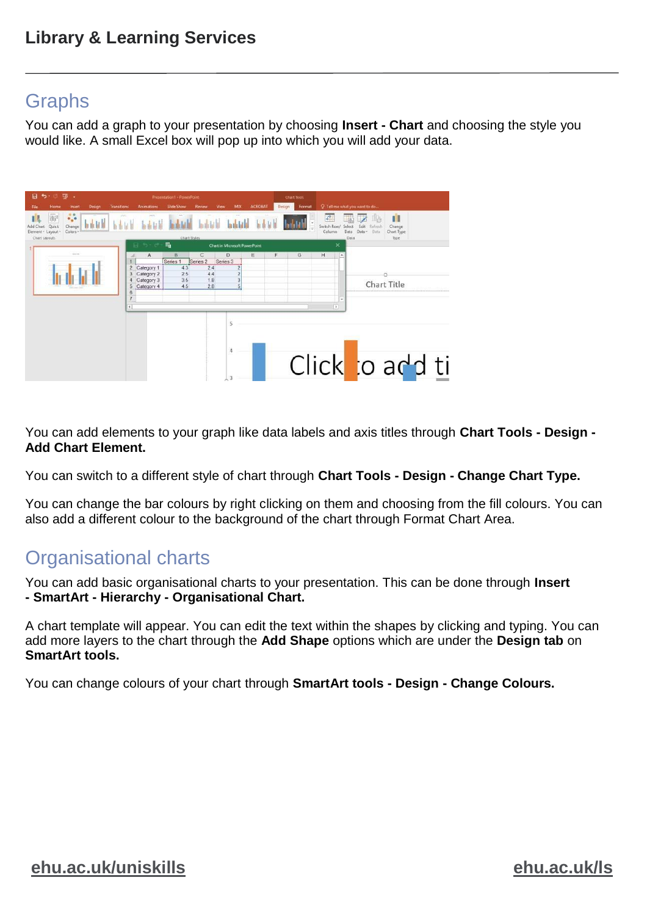## Graphs

You can add a graph to your presentation by choosing **Insert - Chart** and choosing the style you would like. A small Excel box will pop up into which you will add your data.

You can add elements to your graph like data labels and axis titles through **Chart Tools - Design - Add Chart Element.**

You can switch to a different style of chart through **Chart Tools - Design - Change Chart Type.**

You can change the bar colours by right clicking on them and choosing from the fill colours. You can also add a different colour to the background of the chart through Format Chart Area.

## Organisational charts

You can add basic organisational charts to your presentation. This can be done through **Insert - SmartArt - Hierarchy - Organisational Chart.**

A chart template will appear. You can edit the text within the shapes by clicking and typing. You can add more layers to the chart through the **Add Shape** options which are under the **Design tab** on **SmartArt tools.**

You can change colours of your chart through **SmartArt tools - Design - Change Colours.**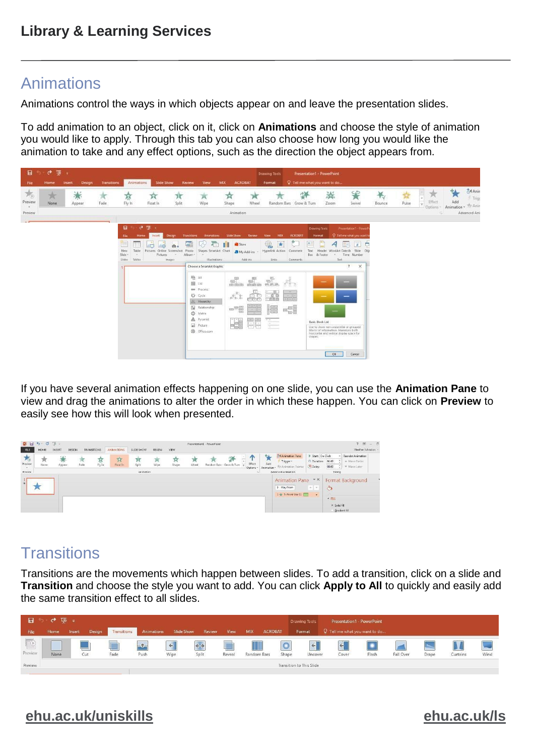## Animations

Animations control the ways in which objects appear on and leave the presentation slides.

To add animation to an object, click on it, click on **Animations** and choose the style of animation you would like to apply. Through this tab you can also choose how long you would like the animation to take and any effect options, such as the direction the object appears from.

If you have several animation effects happening on one slide, you can use the **Animation Pane** to view and drag the animations to alter the order in which these happen. You can click on **Preview** to easily see how this will look when presented.

## Transitions

Transitions are the movements which happen between slides. To add a transition, click on a slide and **Transition** and choose the style you want to add. You can click **Apply to All** to quickly and easily add the same transition effect to all slides.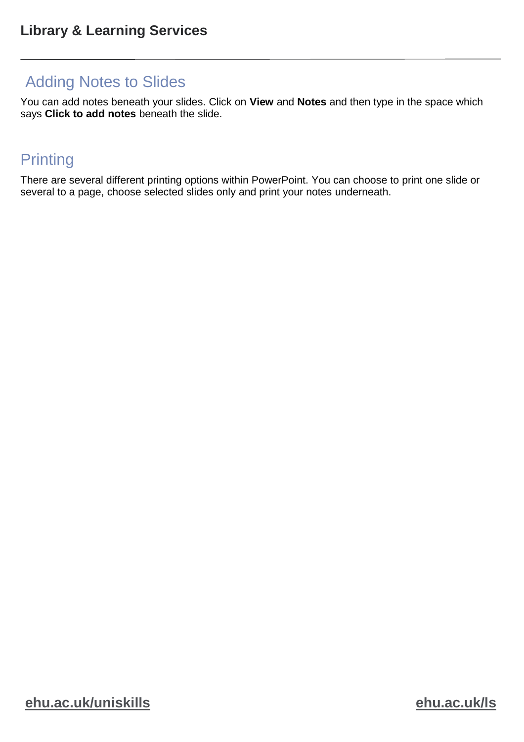## Adding Notes to Slides

You can add notes beneath your slides. Click on **View** and **Notes** and then type in the space which says **Click to add notes** beneath the slide.

## Printing

There are several different printing options within PowerPoint. You can choose to print one slide or several to a page, choose selected slides only and print your notes underneath.